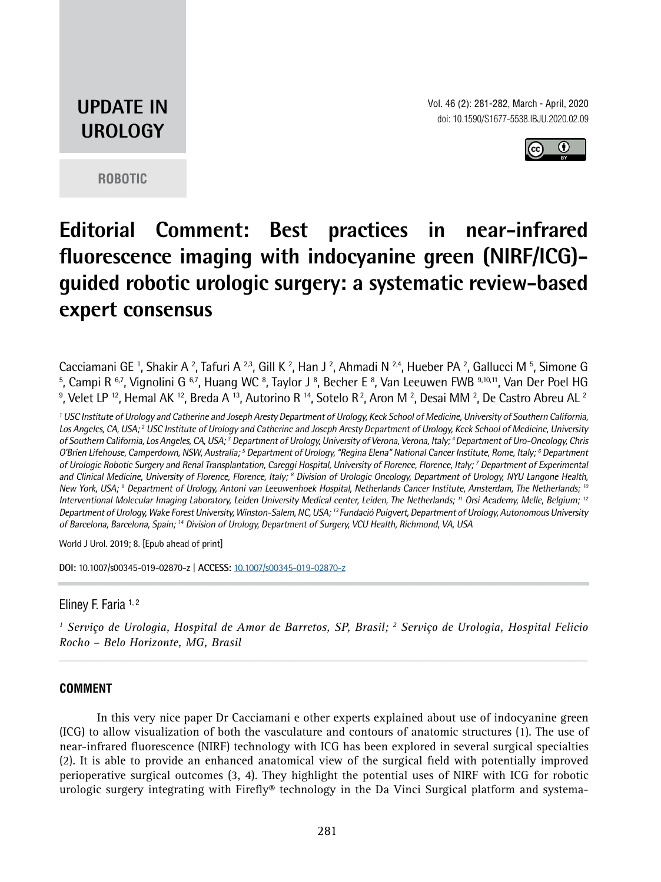UPDATE IN UROLOGY

ROBOTIC

# Editorial Comment: Best practices in near-infrared fluorescence imaging with indocyanine green (NIRF/ICG)-guided robotic urologic surgery: a systematic review-based expert consensus

Cacciamani GE [1], Shakir A [2], Tafuri A [2,3], Gill K [2], Han J [2], Ahmadi N [2,4], Hueber PA [2], Gallucci M [5], Simone G [5], Campi R [6,7], Vignolini G [6,7], Huang WC [8], Taylor J [8], Becher E [8], Van Leeuwen FWB [9,10,11], Van Der Poel HG [9], Velet LP [12], Hemal AK [12], Breda A [13], Autorino R [14], Sotelo R [2], Aron M [2], Desai MM [2], De Castro Abreu AL [2]

*[1] USC Institute of Urology and Catherine and Joseph Aresty Department of Urology, Keck School of Medicine, University of Southern California, Los Angeles, CA, USA; [2] USC Institute of Urology and Catherine and Joseph Aresty Department of Urology, Keck School of Medicine, University of Southern California, Los Angeles, CA, USA; [3] Department of Urology, University of Verona, Verona, Italy; [4] Department of Uro-Oncology, Chris O'Brien Lifehouse, Camperdown, NSW, Australia; [5] Department of Urology, "Regina Elena" National Cancer Institute, Rome, Italy; [6] Department of Urologic Robotic Surgery and Renal Transplantation, Careggi Hospital, University of Florence, Florence, Italy; [7] Department of Experimental and Clinical Medicine, University of Florence, Florence, Italy; [8] Division of Urologic Oncology, Department of Urology, NYU Langone Health, New York, USA; [9] Department of Urology, Antoni van Leeuwenhoek Hospital, Netherlands Cancer Institute, Amsterdam, The Netherlands; [10] Interventional Molecular Imaging Laboratory, Leiden University Medical center, Leiden, The Netherlands; [11] Orsi Academy, Melle, Belgium; [12] Department of Urology, Wake Forest University, Winston-Salem, NC, USA; [13] Fundació Puigvert, Department of Urology, Autonomous University of Barcelona, Barcelona, Spain; [14] Division of Urology, Department of Surgery, VCU Health, Richmond, VA, USA*

World J Urol. 2019; 8. [Epub ahead of print]

**DOI:** 10.1007/s00345-019-02870-z | **ACCESS:** 10.1007/s00345-019-02870-z

---

Eliney F. Faria [1, 2]

*[1] Serviço de Urologia, Hospital de Amor de Barretos, SP, Brasil; [2] Serviço de Urologia, Hospital Felicio Rocho – Belo Horizonte, MG, Brasil*

---

## COMMENT

In this very nice paper Dr Cacciamani e other experts explained about use of indocyanine green (ICG) to allow visualization of both the vasculature and contours of anatomic structures (1). The use of near-infrared fluorescence (NIRF) technology with ICG has been explored in several surgical specialties (2). It is able to provide an enhanced anatomical view of the surgical field with potentially improved perioperative surgical outcomes (3, 4). They highlight the potential uses of NIRF with ICG for robotic urologic surgery integrating with Firefly® technology in the Da Vinci Surgical platform and systema-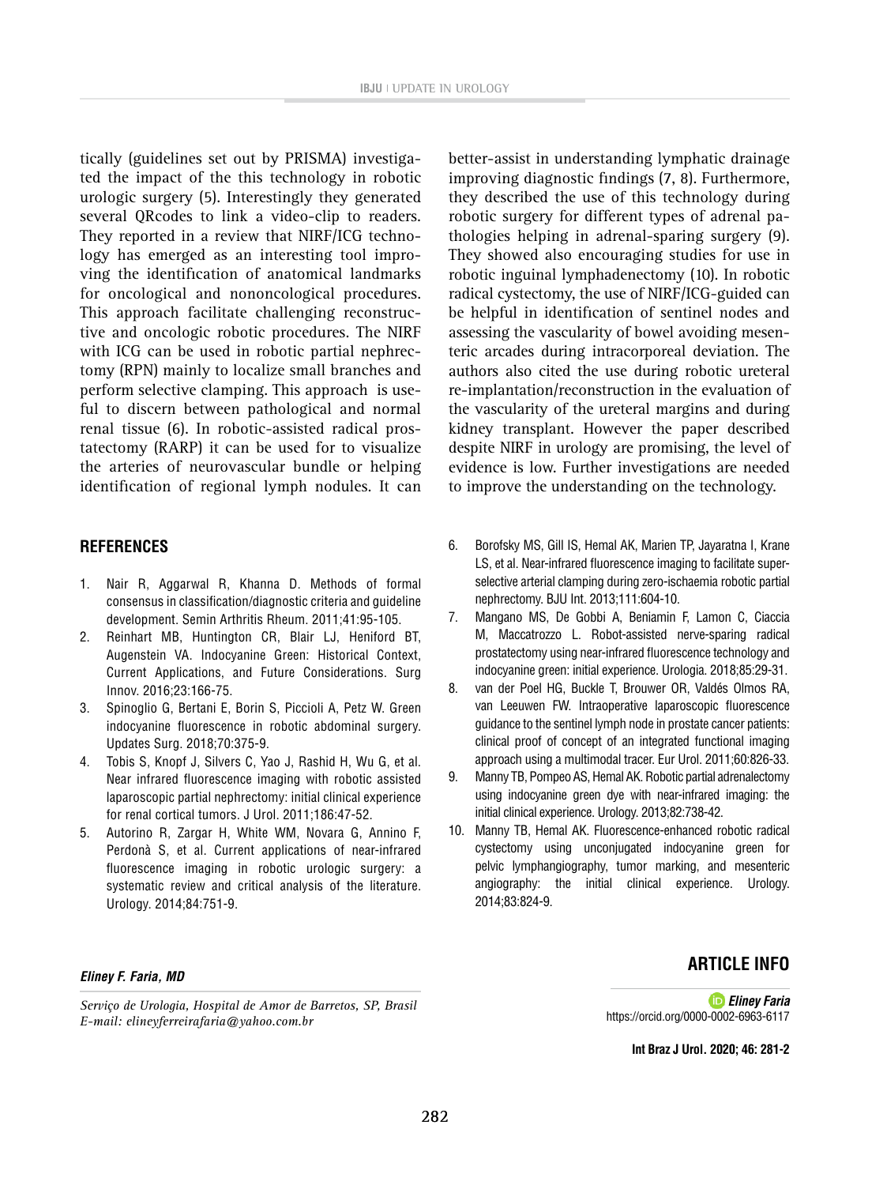tically (guidelines set out by PRISMA) investigated the impact of the this technology in robotic urologic surgery (5). Interestingly they generated several QRcodes to link a video-clip to readers. They reported in a review that NIRF/ICG technology has emerged as an interesting tool improving the identification of anatomical landmarks for oncological and nononcological procedures. This approach facilitate challenging reconstructive and oncologic robotic procedures. The NIRF with ICG can be used in robotic partial nephrectomy (RPN) mainly to localize small branches and perform selective clamping. This approach is useful to discern between pathological and normal renal tissue (6). In robotic-assisted radical prostatectomy (RARP) it can be used for to visualize the arteries of neurovascular bundle or helping identification of regional lymph nodules. It can better-assist in understanding lymphatic drainage improving diagnostic findings (7, 8). Furthermore, they described the use of this technology during robotic surgery for different types of adrenal pathologies helping in adrenal-sparing surgery (9). They showed also encouraging studies for use in robotic inguinal lymphadenectomy (10). In robotic radical cystectomy, the use of NIRF/ICG-guided can be helpful in identification of sentinel nodes and assessing the vascularity of bowel avoiding mesenteric arcades during intracorporeal deviation. The authors also cited the use during robotic ureteral re-implantation/reconstruction in the evaluation of the vascularity of the ureteral margins and during kidney transplant. However the paper described despite NIRF in urology are promising, the level of evidence is low. Further investigations are needed to improve the understanding on the technology.

## REFERENCES

1. Nair R, Aggarwal R, Khanna D. Methods of formal consensus in classification/diagnostic criteria and guideline development. Semin Arthritis Rheum. 2011;41:95-105.
2. Reinhart MB, Huntington CR, Blair LJ, Heniford BT, Augenstein VA. Indocyanine Green: Historical Context, Current Applications, and Future Considerations. Surg Innov. 2016;23:166-75.
3. Spinoglio G, Bertani E, Borin S, Piccioli A, Petz W. Green indocyanine fluorescence in robotic abdominal surgery. Updates Surg. 2018;70:375-9.
4. Tobis S, Knopf J, Silvers C, Yao J, Rashid H, Wu G, et al. Near infrared fluorescence imaging with robotic assisted laparoscopic partial nephrectomy: initial clinical experience for renal cortical tumors. J Urol. 2011;186:47-52.
5. Autorino R, Zargar H, White WM, Novara G, Annino F, Perdonà S, et al. Current applications of near-infrared fluorescence imaging in robotic urologic surgery: a systematic review and critical analysis of the literature. Urology. 2014;84:751-9.
6. Borofsky MS, Gill IS, Hemal AK, Marien TP, Jayaratna I, Krane LS, et al. Near-infrared fluorescence imaging to facilitate super-selective arterial clamping during zero-ischaemia robotic partial nephrectomy. BJU Int. 2013;111:604-10.
7. Mangano MS, De Gobbi A, Beniamin F, Lamon C, Ciaccia M, Maccatrozzo L. Robot-assisted nerve-sparing radical prostatectomy using near-infrared fluorescence technology and indocyanine green: initial experience. Urologia. 2018;85:29-31.
8. van der Poel HG, Buckle T, Brouwer OR, Valdés Olmos RA, van Leeuwen FW. Intraoperative laparoscopic fluorescence guidance to the sentinel lymph node in prostate cancer patients: clinical proof of concept of an integrated functional imaging approach using a multimodal tracer. Eur Urol. 2011;60:826-33.
9. Manny TB, Pompeo AS, Hemal AK. Robotic partial adrenalectomy using indocyanine green dye with near-infrared imaging: the initial clinical experience. Urology. 2013;82:738-42.
10. Manny TB, Hemal AK. Fluorescence-enhanced robotic radical cystectomy using unconjugated indocyanine green for pelvic lymphangiography, tumor marking, and mesenteric angiography: the initial clinical experience. Urology. 2014;83:824-9.

***Eliney F. Faria, MD***

*Serviço de Urologia, Hospital de Amor de Barretos, SP, Brasil*
*E-mail: elineyferreirafaria@yahoo.com.br*

## ARTICLE INFO

***Eliney Faria***
https://orcid.org/0000-0002-6963-6117

**Int Braz J Urol. 2020; 46: 281-2**